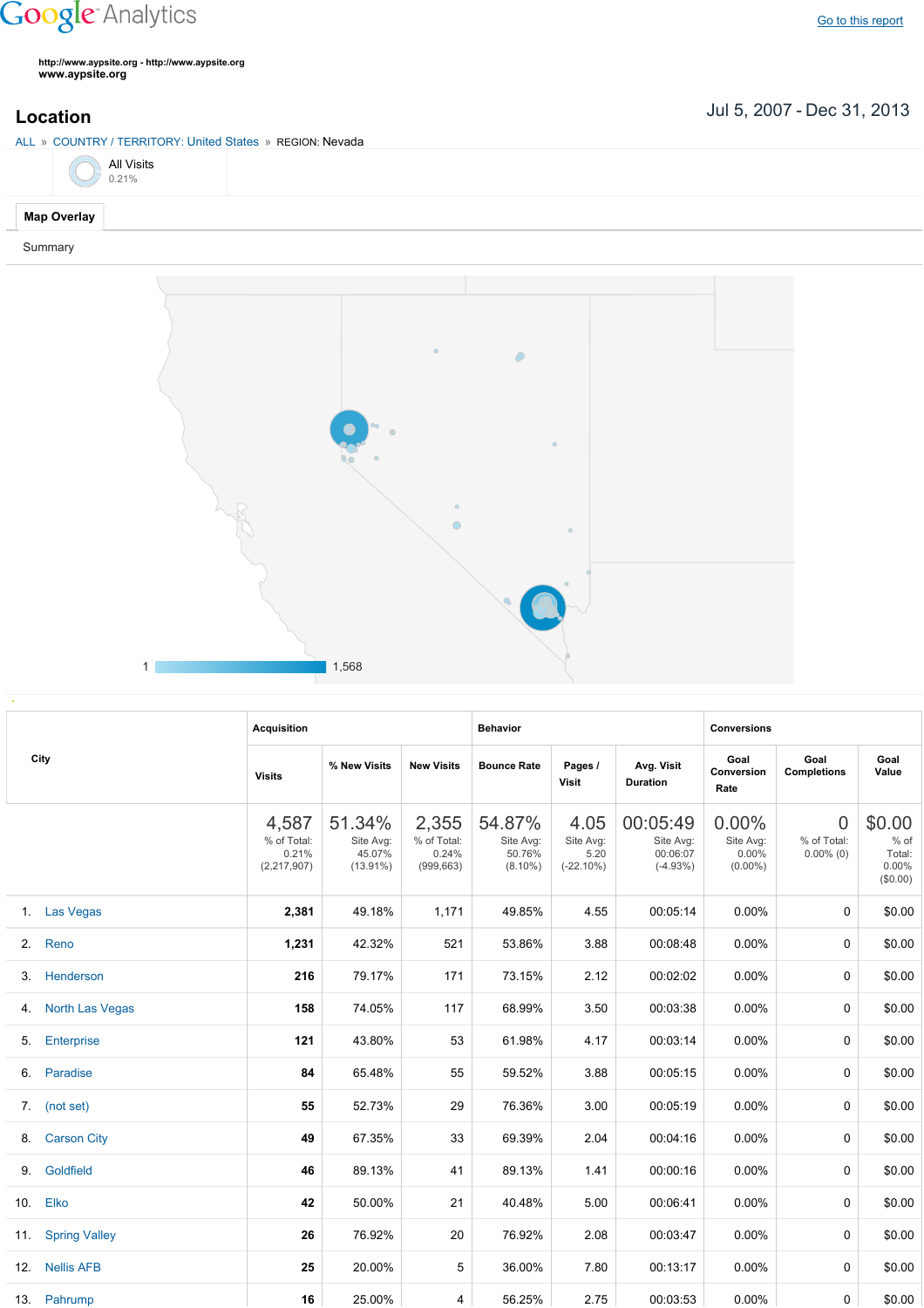Google Analytics

Go to this report

http://www.aypsite.org - http://www.aypsite.org
www.aypsite.org

# Location

Jul 5, 2007 - Dec 31, 2013

ALL » COUNTRY / TERRITORY: United States » REGION: Nevada

All Visits
0.21%

Map Overlay

Summary

1 1,568

| City | Acquisition | | | Behavior | | | Conversions | | |
|---|---|---|---|---|---|---|---|---|---|
| | Visits | % New Visits | New Visits | Bounce Rate | Pages / Visit | Avg. Visit Duration | Goal Conversion Rate | Goal Completions | Goal Value |
| | 4,587 % of Total: 0.21% (2,217,907) | 51.34% Site Avg: 45.07% (13.91%) | 2,355 % of Total: 0.24% (999,663) | 54.87% Site Avg: 50.76% (8.10%) | 4.05 Site Avg: 5.20 (-22.10%) | 00:05:49 Site Avg: 00:06:07 (-4.93%) | 0.00% Site Avg: 0.00% (0.00%) | 0 % of Total: 0.00% (0) | $0.00 % of Total: 0.00% ($0.00) |
| 1. Las Vegas | 2,381 | 49.18% | 1,171 | 49.85% | 4.55 | 00:05:14 | 0.00% | 0 | $0.00 |
| 2. Reno | 1,231 | 42.32% | 521 | 53.86% | 3.88 | 00:08:48 | 0.00% | 0 | $0.00 |
| 3. Henderson | 216 | 79.17% | 171 | 73.15% | 2.12 | 00:02:02 | 0.00% | 0 | $0.00 |
| 4. North Las Vegas | 158 | 74.05% | 117 | 68.99% | 3.50 | 00:03:38 | 0.00% | 0 | $0.00 |
| 5. Enterprise | 121 | 43.80% | 53 | 61.98% | 4.17 | 00:03:14 | 0.00% | 0 | $0.00 |
| 6. Paradise | 84 | 65.48% | 55 | 59.52% | 3.88 | 00:05:15 | 0.00% | 0 | $0.00 |
| 7. (not set) | 55 | 52.73% | 29 | 76.36% | 3.00 | 00:05:19 | 0.00% | 0 | $0.00 |
| 8. Carson City | 49 | 67.35% | 33 | 69.39% | 2.04 | 00:04:16 | 0.00% | 0 | $0.00 |
| 9. Goldfield | 46 | 89.13% | 41 | 89.13% | 1.41 | 00:00:16 | 0.00% | 0 | $0.00 |
| 10. Elko | 42 | 50.00% | 21 | 40.48% | 5.00 | 00:06:41 | 0.00% | 0 | $0.00 |
| 11. Spring Valley | 26 | 76.92% | 20 | 76.92% | 2.08 | 00:03:47 | 0.00% | 0 | $0.00 |
| 12. Nellis AFB | 25 | 20.00% | 5 | 36.00% | 7.80 | 00:13:17 | 0.00% | 0 | $0.00 |
| 13. Pahrump | 16 | 25.00% | 4 | 56.25% | 2.75 | 00:03:53 | 0.00% | 0 | $0.00 |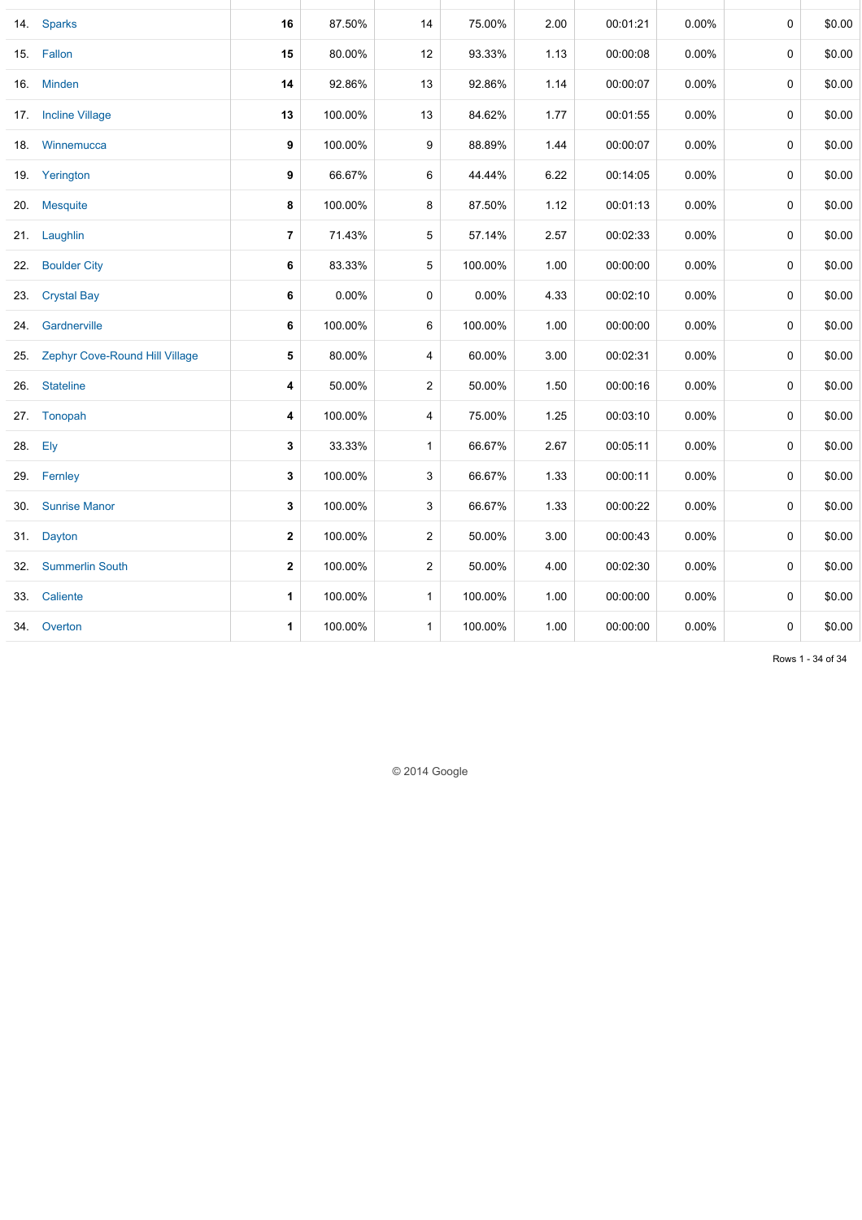| | | | | | | | | | |
|---|---|---|---|---|---|---|---|---|---|
| 14. Sparks | **16** | 87.50% | 14 | 75.00% | 2.00 | 00:01:21 | 0.00% | 0 | $0.00 |
| 15. Fallon | **15** | 80.00% | 12 | 93.33% | 1.13 | 00:00:08 | 0.00% | 0 | $0.00 |
| 16. Minden | **14** | 92.86% | 13 | 92.86% | 1.14 | 00:00:07 | 0.00% | 0 | $0.00 |
| 17. Incline Village | **13** | 100.00% | 13 | 84.62% | 1.77 | 00:01:55 | 0.00% | 0 | $0.00 |
| 18. Winnemucca | **9** | 100.00% | 9 | 88.89% | 1.44 | 00:00:07 | 0.00% | 0 | $0.00 |
| 19. Yerington | **9** | 66.67% | 6 | 44.44% | 6.22 | 00:14:05 | 0.00% | 0 | $0.00 |
| 20. Mesquite | **8** | 100.00% | 8 | 87.50% | 1.12 | 00:01:13 | 0.00% | 0 | $0.00 |
| 21. Laughlin | **7** | 71.43% | 5 | 57.14% | 2.57 | 00:02:33 | 0.00% | 0 | $0.00 |
| 22. Boulder City | **6** | 83.33% | 5 | 100.00% | 1.00 | 00:00:00 | 0.00% | 0 | $0.00 |
| 23. Crystal Bay | **6** | 0.00% | 0 | 0.00% | 4.33 | 00:02:10 | 0.00% | 0 | $0.00 |
| 24. Gardnerville | **6** | 100.00% | 6 | 100.00% | 1.00 | 00:00:00 | 0.00% | 0 | $0.00 |
| 25. Zephyr Cove-Round Hill Village | **5** | 80.00% | 4 | 60.00% | 3.00 | 00:02:31 | 0.00% | 0 | $0.00 |
| 26. Stateline | **4** | 50.00% | 2 | 50.00% | 1.50 | 00:00:16 | 0.00% | 0 | $0.00 |
| 27. Tonopah | **4** | 100.00% | 4 | 75.00% | 1.25 | 00:03:10 | 0.00% | 0 | $0.00 |
| 28. Ely | **3** | 33.33% | 1 | 66.67% | 2.67 | 00:05:11 | 0.00% | 0 | $0.00 |
| 29. Fernley | **3** | 100.00% | 3 | 66.67% | 1.33 | 00:00:11 | 0.00% | 0 | $0.00 |
| 30. Sunrise Manor | **3** | 100.00% | 3 | 66.67% | 1.33 | 00:00:22 | 0.00% | 0 | $0.00 |
| 31. Dayton | **2** | 100.00% | 2 | 50.00% | 3.00 | 00:00:43 | 0.00% | 0 | $0.00 |
| 32. Summerlin South | **2** | 100.00% | 2 | 50.00% | 4.00 | 00:02:30 | 0.00% | 0 | $0.00 |
| 33. Caliente | **1** | 100.00% | 1 | 100.00% | 1.00 | 00:00:00 | 0.00% | 0 | $0.00 |
| 34. Overton | **1** | 100.00% | 1 | 100.00% | 1.00 | 00:00:00 | 0.00% | 0 | $0.00 |

Rows 1 - 34 of 34

© 2014 Google